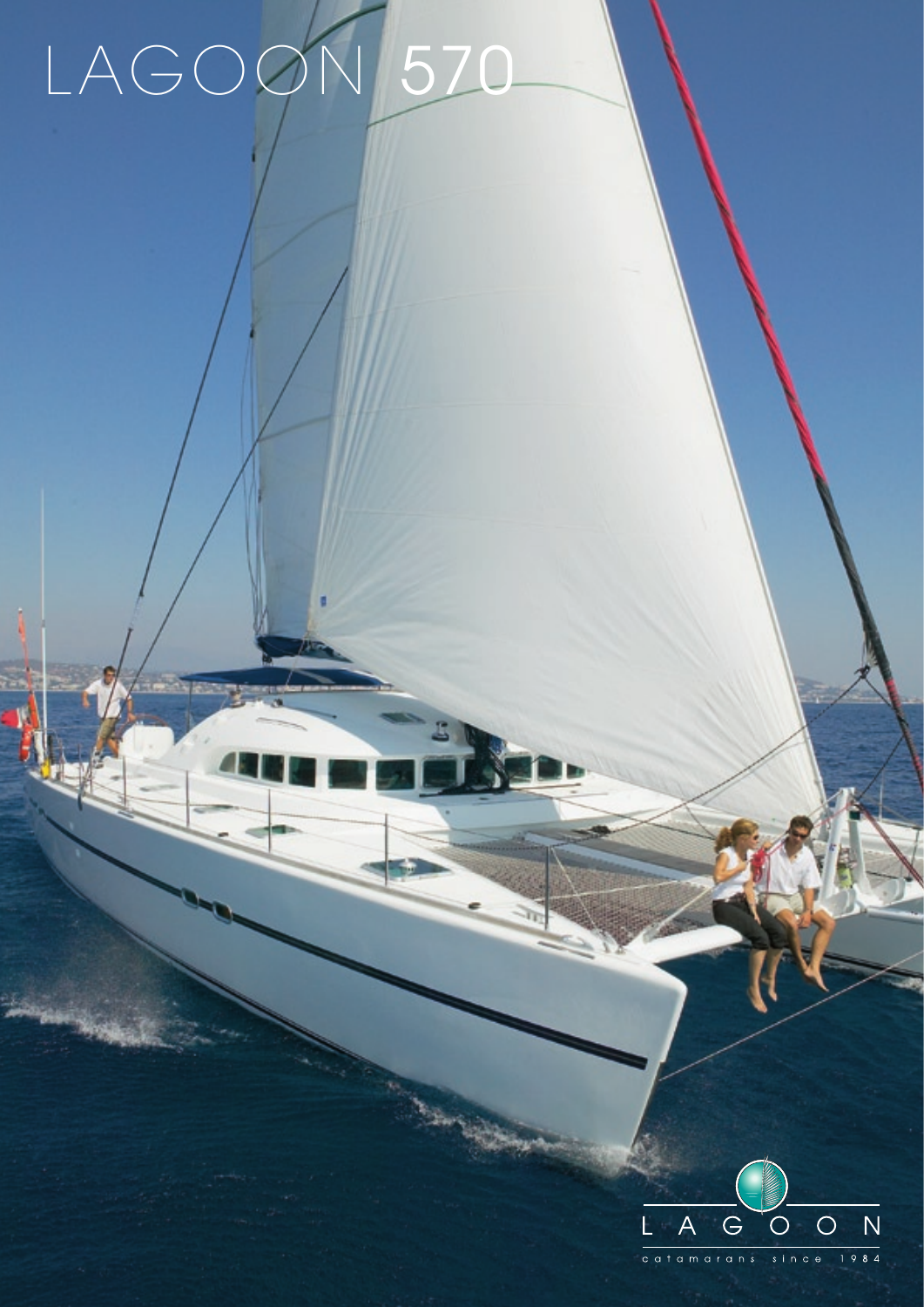# LAGOON 570

LAGOON

catamarans since 1984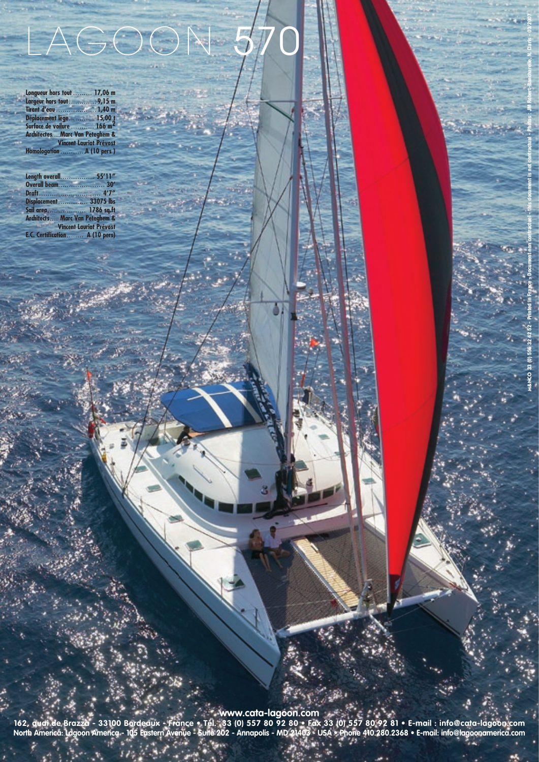# LAGOON 570

| | |
|---|---|
| Longueur hors tout | 17,06 m |
| Largeur hors tout | 9,15 m |
| Tirant d'eau | 1,40 m |
| Déplacement lège | 15,00 t |
| Surface de voilure | 166 m$^2$ |
| Architectes | Marc Van Peteghem & Vincent Lauriot Prévost |
| Homologation | A (10 pers.) |

| | |
|---|---|
| Length overall | 55'11" |
| Overall beam | 30' |
| Draft | 4'7" |
| Displacement | 33075 lbs |
| Sail area | 1786 sq.ft |
| Architects | Marc Van Peteghem & Vincent Lauriot Prévost |
| E.C. Certification | A (10 pers) |

M&CO 33 (0) 556 32 42 52 - Printed in France - Document non contractuel - this document is not contractual - Photos : JM Robert-Sancharelle, N. Claris - 03/2007

www.cata-lagoon.com

162, quai de Brazza - 33100 Bordeaux - France • Tél. 33 (0) 557 80 92 80 • Fax 33 (0) 557 80 92 81 • E-mail : info@cata-lagoon.com

North America: Lagoon America - 105 Eastern Avenue - Suite 202 - Annapolis - MD 21403 - USA • Phone 410.280.2368 • E-mail: info@lagoonamerica.com